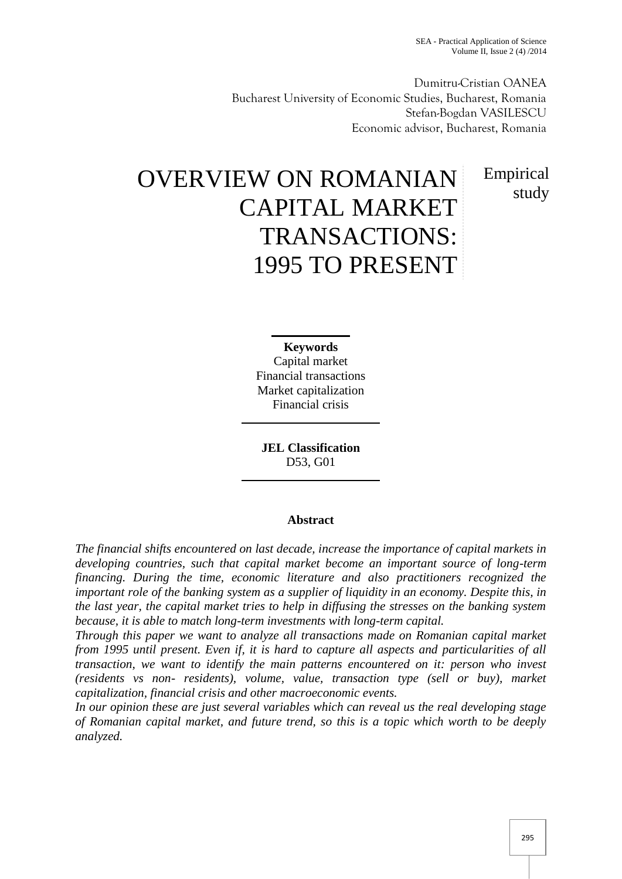Dumitru-Cristian OANEA
Bucharest University of Economic Studies, Bucharest, Romania
Stefan-Bogdan VASILESCU
Economic advisor, Bucharest, Romania

# OVERVIEW ON ROMANIAN CAPITAL MARKET TRANSACTIONS: 1995 TO PRESENT

Empirical study

**Keywords**
Capital market
Financial transactions
Market capitalization
Financial crisis

**JEL Classification**
D53, G01

## Abstract

*The financial shifts encountered on last decade, increase the importance of capital markets in developing countries, such that capital market become an important source of long-term financing. During the time, economic literature and also practitioners recognized the important role of the banking system as a supplier of liquidity in an economy. Despite this, in the last year, the capital market tries to help in diffusing the stresses on the banking system because, it is able to match long-term investments with long-term capital.*

*Through this paper we want to analyze all transactions made on Romanian capital market from 1995 until present. Even if, it is hard to capture all aspects and particularities of all transaction, we want to identify the main patterns encountered on it: person who invest (residents vs non- residents), volume, value, transaction type (sell or buy), market capitalization, financial crisis and other macroeconomic events.*

*In our opinion these are just several variables which can reveal us the real developing stage of Romanian capital market, and future trend, so this is a topic which worth to be deeply analyzed.*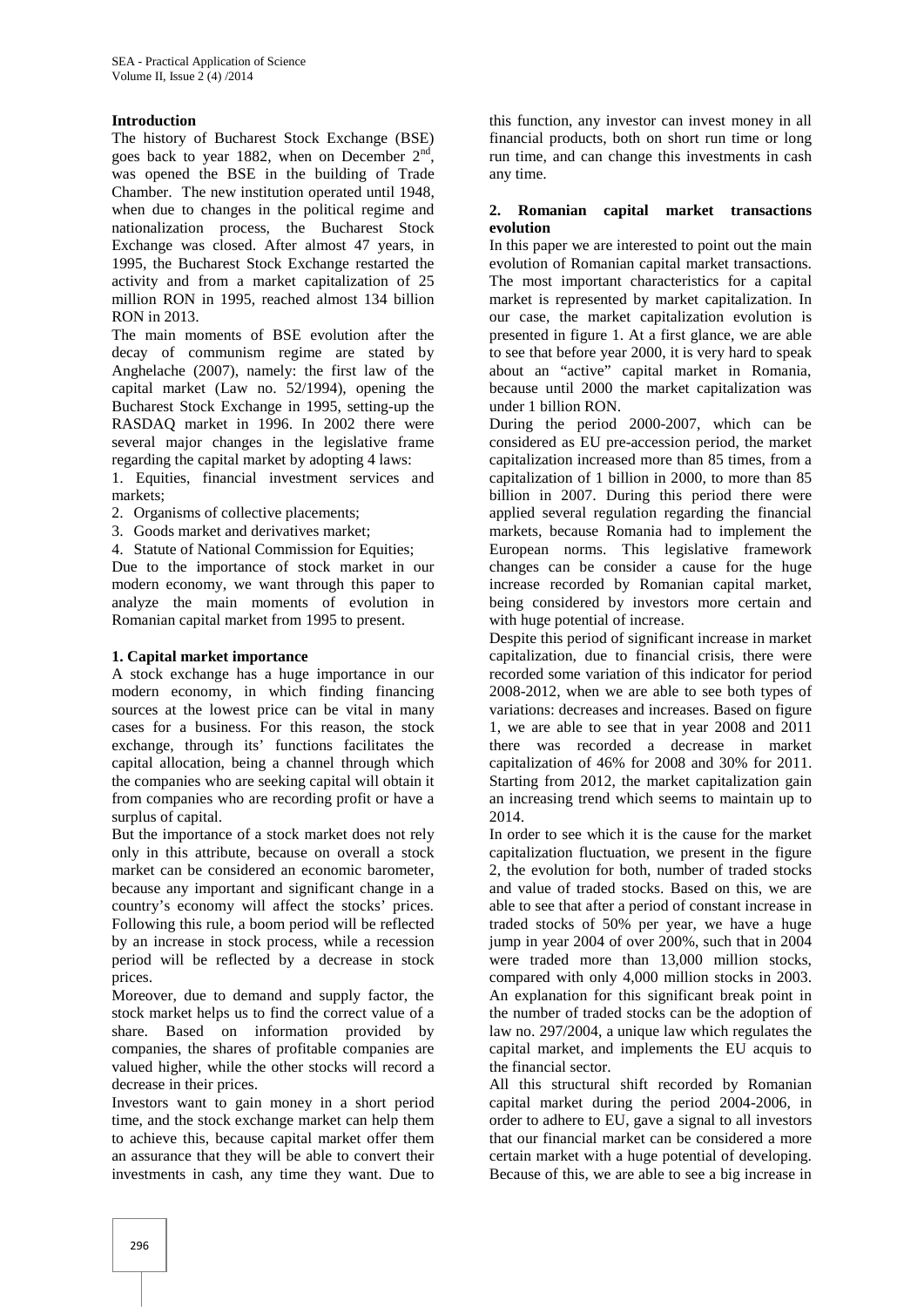**Introduction**

The history of Bucharest Stock Exchange (BSE) goes back to year 1882, when on December 2[nd], was opened the BSE in the building of Trade Chamber. The new institution operated until 1948, when due to changes in the political regime and nationalization process, the Bucharest Stock Exchange was closed. After almost 47 years, in 1995, the Bucharest Stock Exchange restarted the activity and from a market capitalization of 25 million RON in 1995, reached almost 134 billion RON in 2013.

The main moments of BSE evolution after the decay of communism regime are stated by Anghelache (2007), namely: the first law of the capital market (Law no. 52/1994), opening the Bucharest Stock Exchange in 1995, setting-up the RASDAQ market in 1996. In 2002 there were several major changes in the legislative frame regarding the capital market by adopting 4 laws:

1. Equities, financial investment services and markets;
2. Organisms of collective placements;
3. Goods market and derivatives market;
4. Statute of National Commission for Equities;

Due to the importance of stock market in our modern economy, we want through this paper to analyze the main moments of evolution in Romanian capital market from 1995 to present.

**1. Capital market importance**

A stock exchange has a huge importance in our modern economy, in which finding financing sources at the lowest price can be vital in many cases for a business. For this reason, the stock exchange, through its' functions facilitates the capital allocation, being a channel through which the companies who are seeking capital will obtain it from companies who are recording profit or have a surplus of capital.

But the importance of a stock market does not rely only in this attribute, because on overall a stock market can be considered an economic barometer, because any important and significant change in a country's economy will affect the stocks' prices. Following this rule, a boom period will be reflected by an increase in stock process, while a recession period will be reflected by a decrease in stock prices.

Moreover, due to demand and supply factor, the stock market helps us to find the correct value of a share. Based on information provided by companies, the shares of profitable companies are valued higher, while the other stocks will record a decrease in their prices.

Investors want to gain money in a short period time, and the stock exchange market can help them to achieve this, because capital market offer them an assurance that they will be able to convert their investments in cash, any time they want. Due to this function, any investor can invest money in all financial products, both on short run time or long run time, and can change this investments in cash any time.

**2. Romanian capital market transactions evolution**

In this paper we are interested to point out the main evolution of Romanian capital market transactions. The most important characteristics for a capital market is represented by market capitalization. In our case, the market capitalization evolution is presented in figure 1. At a first glance, we are able to see that before year 2000, it is very hard to speak about an "active" capital market in Romania, because until 2000 the market capitalization was under 1 billion RON.

During the period 2000-2007, which can be considered as EU pre-accession period, the market capitalization increased more than 85 times, from a capitalization of 1 billion in 2000, to more than 85 billion in 2007. During this period there were applied several regulation regarding the financial markets, because Romania had to implement the European norms. This legislative framework changes can be consider a cause for the huge increase recorded by Romanian capital market, being considered by investors more certain and with huge potential of increase.

Despite this period of significant increase in market capitalization, due to financial crisis, there were recorded some variation of this indicator for period 2008-2012, when we are able to see both types of variations: decreases and increases. Based on figure 1, we are able to see that in year 2008 and 2011 there was recorded a decrease in market capitalization of 46% for 2008 and 30% for 2011. Starting from 2012, the market capitalization gain an increasing trend which seems to maintain up to 2014.

In order to see which it is the cause for the market capitalization fluctuation, we present in the figure 2, the evolution for both, number of traded stocks and value of traded stocks. Based on this, we are able to see that after a period of constant increase in traded stocks of 50% per year, we have a huge jump in year 2004 of over 200%, such that in 2004 were traded more than 13,000 million stocks, compared with only 4,000 million stocks in 2003. An explanation for this significant break point in the number of traded stocks can be the adoption of law no. 297/2004, a unique law which regulates the capital market, and implements the EU acquis to the financial sector.

All this structural shift recorded by Romanian capital market during the period 2004-2006, in order to adhere to EU, gave a signal to all investors that our financial market can be considered a more certain market with a huge potential of developing. Because of this, we are able to see a big increase in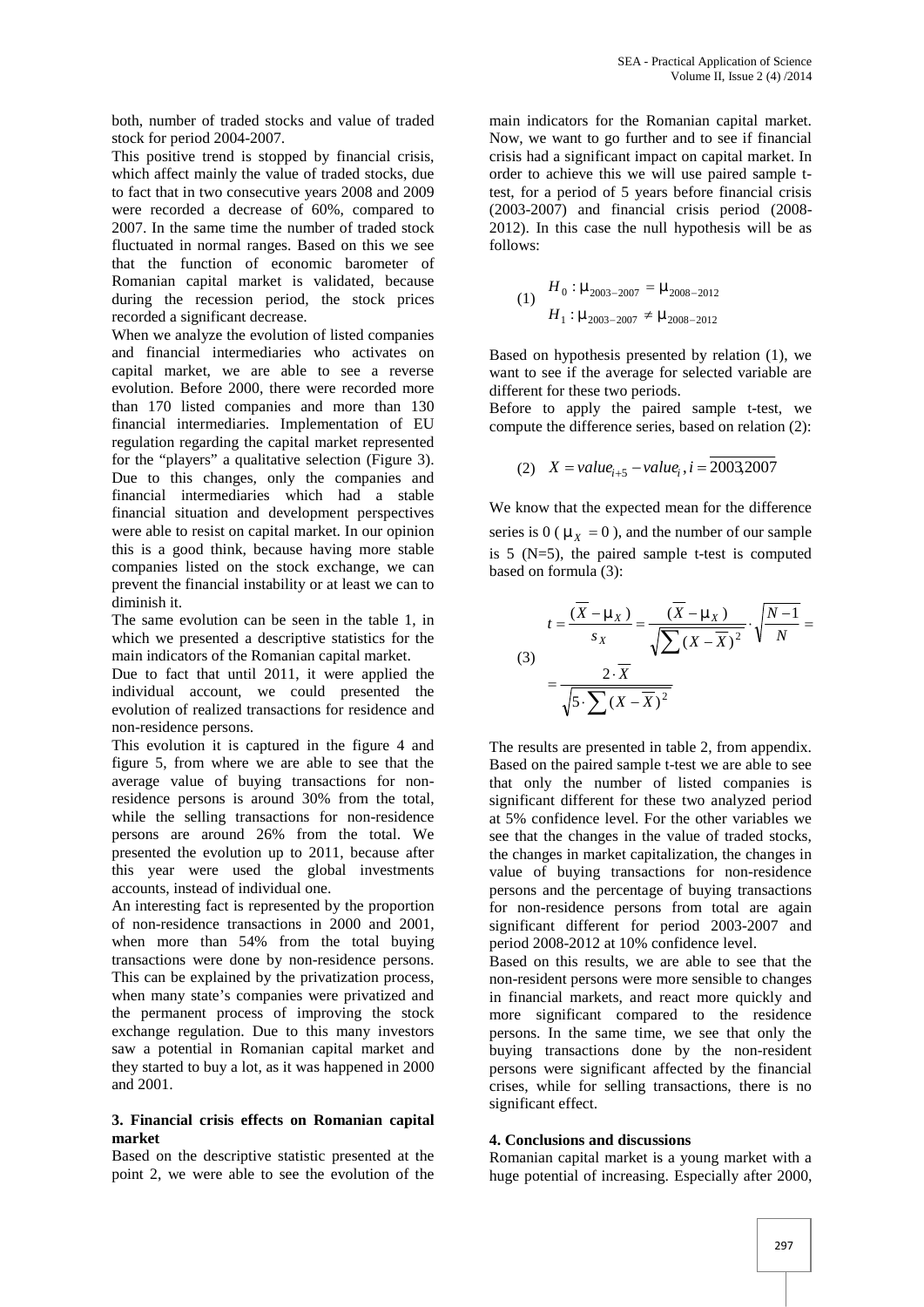both, number of traded stocks and value of traded stock for period 2004-2007.

This positive trend is stopped by financial crisis, which affect mainly the value of traded stocks, due to fact that in two consecutive years 2008 and 2009 were recorded a decrease of 60%, compared to 2007. In the same time the number of traded stock fluctuated in normal ranges. Based on this we see that the function of economic barometer of Romanian capital market is validated, because during the recession period, the stock prices recorded a significant decrease.

When we analyze the evolution of listed companies and financial intermediaries who activates on capital market, we are able to see a reverse evolution. Before 2000, there were recorded more than 170 listed companies and more than 130 financial intermediaries. Implementation of EU regulation regarding the capital market represented for the "players" a qualitative selection (Figure 3). Due to this changes, only the companies and financial intermediaries which had a stable financial situation and development perspectives were able to resist on capital market. In our opinion this is a good think, because having more stable companies listed on the stock exchange, we can prevent the financial instability or at least we can to diminish it.

The same evolution can be seen in the table 1, in which we presented a descriptive statistics for the main indicators of the Romanian capital market.

Due to fact that until 2011, it were applied the individual account, we could presented the evolution of realized transactions for residence and non-residence persons.

This evolution it is captured in the figure 4 and figure 5, from where we are able to see that the average value of buying transactions for non-residence persons is around 30% from the total, while the selling transactions for non-residence persons are around 26% from the total. We presented the evolution up to 2011, because after this year were used the global investments accounts, instead of individual one.

An interesting fact is represented by the proportion of non-residence transactions in 2000 and 2001, when more than 54% from the total buying transactions were done by non-residence persons. This can be explained by the privatization process, when many state's companies were privatized and the permanent process of improving the stock exchange regulation. Due to this many investors saw a potential in Romanian capital market and they started to buy a lot, as it was happened in 2000 and 2001.

### 3. Financial crisis effects on Romanian capital market

Based on the descriptive statistic presented at the point 2, we were able to see the evolution of the main indicators for the Romanian capital market. Now, we want to go further and to see if financial crisis had a significant impact on capital market. In order to achieve this we will use paired sample t-test, for a period of 5 years before financial crisis (2003-2007) and financial crisis period (2008-2012). In this case the null hypothesis will be as follows:

$$(1)\quad \begin{aligned} H_0 &: \mu_{2003-2007} = \mu_{2008-2012} \\ H_1 &: \mu_{2003-2007} \neq \mu_{2008-2012} \end{aligned}$$

Based on hypothesis presented by relation (1), we want to see if the average for selected variable are different for these two periods.

Before to apply the paired sample t-test, we compute the difference series, based on relation (2):

$$(2)\quad X = value_{i+5} - value_i,\ i = \overline{2003,2007}$$

We know that the expected mean for the difference series is 0 ($\mu_X = 0$), and the number of our sample is 5 (N=5), the paired sample t-test is computed based on formula (3):

$$(3)\quad t = \frac{(\overline{X} - \mu_X)}{s_X} = \frac{(\overline{X} - \mu_X)}{\sqrt{\sum (X - \overline{X})^2}} \cdot \sqrt{\frac{N-1}{N}} = \frac{2 \cdot \overline{X}}{\sqrt{5 \cdot \sum (X - \overline{X})^2}}$$

The results are presented in table 2, from appendix. Based on the paired sample t-test we are able to see that only the number of listed companies is significant different for these two analyzed period at 5% confidence level. For the other variables we see that the changes in the value of traded stocks, the changes in market capitalization, the changes in value of buying transactions for non-residence persons and the percentage of buying transactions for non-residence persons from total are again significant different for period 2003-2007 and period 2008-2012 at 10% confidence level.

Based on this results, we are able to see that the non-resident persons were more sensible to changes in financial markets, and react more quickly and more significant compared to the residence persons. In the same time, we see that only the buying transactions done by the non-resident persons were significant affected by the financial crises, while for selling transactions, there is no significant effect.

### 4. Conclusions and discussions

Romanian capital market is a young market with a huge potential of increasing. Especially after 2000,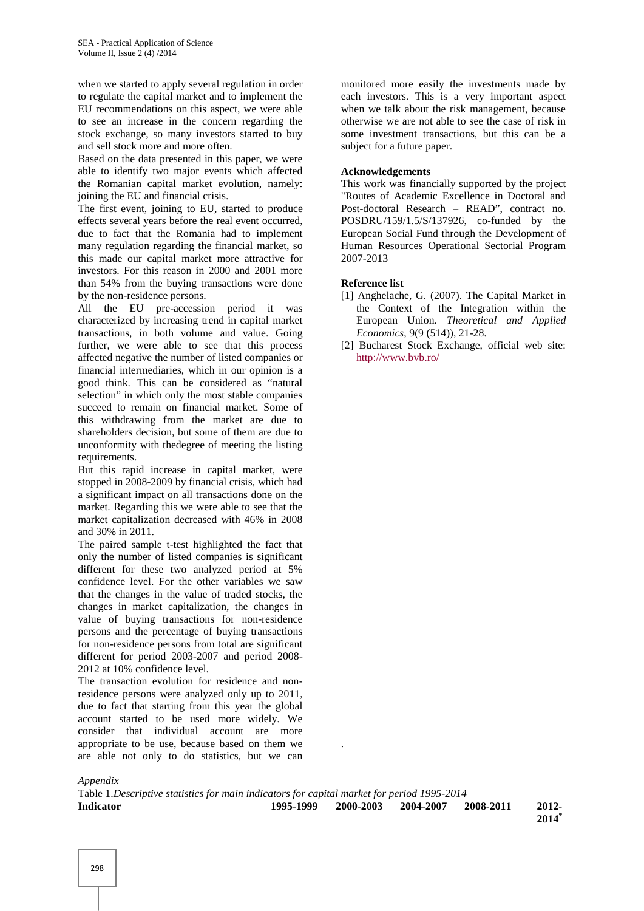when we started to apply several regulation in order to regulate the capital market and to implement the EU recommendations on this aspect, we were able to see an increase in the concern regarding the stock exchange, so many investors started to buy and sell stock more and more often.

Based on the data presented in this paper, we were able to identify two major events which affected the Romanian capital market evolution, namely: joining the EU and financial crisis.

The first event, joining to EU, started to produce effects several years before the real event occurred, due to fact that the Romania had to implement many regulation regarding the financial market, so this made our capital market more attractive for investors. For this reason in 2000 and 2001 more than 54% from the buying transactions were done by the non-residence persons.

All the EU pre-accession period it was characterized by increasing trend in capital market transactions, in both volume and value. Going further, we were able to see that this process affected negative the number of listed companies or financial intermediaries, which in our opinion is a good think. This can be considered as "natural selection" in which only the most stable companies succeed to remain on financial market. Some of this withdrawing from the market are due to shareholders decision, but some of them are due to unconformity with thedegree of meeting the listing requirements.

But this rapid increase in capital market, were stopped in 2008-2009 by financial crisis, which had a significant impact on all transactions done on the market. Regarding this we were able to see that the market capitalization decreased with 46% in 2008 and 30% in 2011.

The paired sample t-test highlighted the fact that only the number of listed companies is significant different for these two analyzed period at 5% confidence level. For the other variables we saw that the changes in the value of traded stocks, the changes in market capitalization, the changes in value of buying transactions for non-residence persons and the percentage of buying transactions for non-residence persons from total are significant different for period 2003-2007 and period 2008-2012 at 10% confidence level.

The transaction evolution for residence and non-residence persons were analyzed only up to 2011, due to fact that starting from this year the global account started to be used more widely. We consider that individual account are more appropriate to be use, because based on them we are able not only to do statistics, but we can monitored more easily the investments made by each investors. This is a very important aspect when we talk about the risk management, because otherwise we are not able to see the case of risk in some investment transactions, but this can be a subject for a future paper.

**Acknowledgements**

This work was financially supported by the project "Routes of Academic Excellence in Doctoral and Post-doctoral Research – READ", contract no. POSDRU/159/1.5/S/137926, co-funded by the European Social Fund through the Development of Human Resources Operational Sectorial Program 2007-2013

**Reference list**

[1] Anghelache, G. (2007). The Capital Market in the Context of the Integration within the European Union. *Theoretical and Applied Economics*, 9(9 (514)), 21-28.

[2] Bucharest Stock Exchange, official web site: http://www.bvb.ro/

*Appendix*

Table 1.*Descriptive statistics for main indicators for capital market for period 1995-2014*

| Indicator | 1995-1999 | 2000-2003 | 2004-2007 | 2008-2011 | 2012-2014* |
|---|---|---|---|---|---|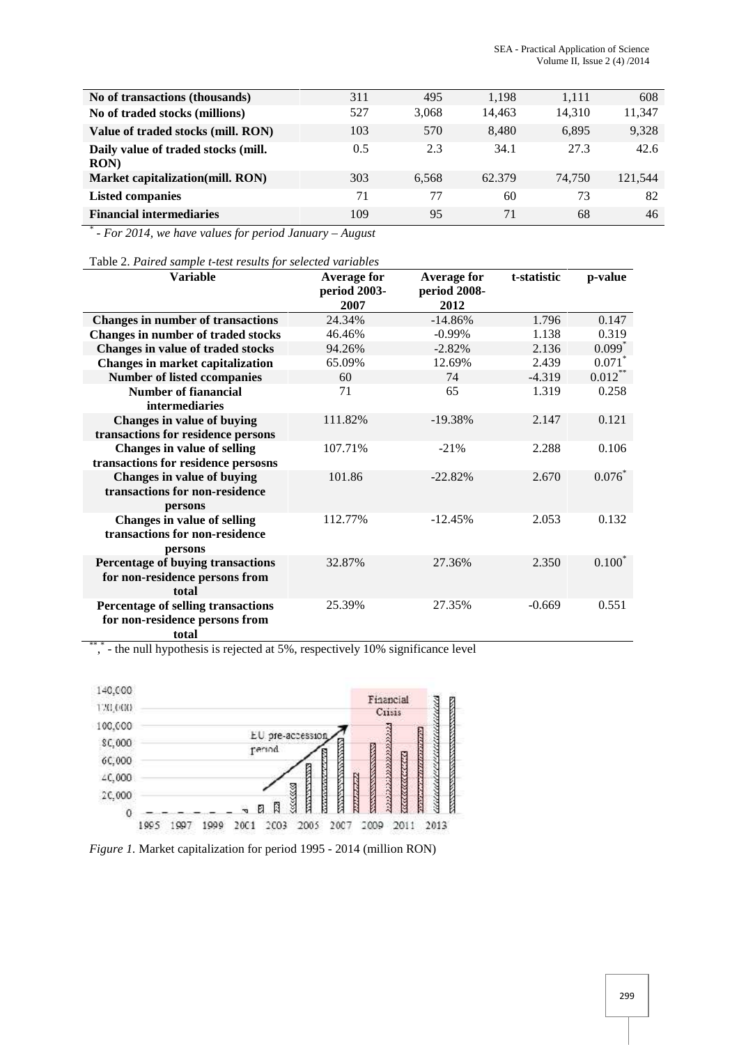| No of transactions (thousands) | 311 | 495 | 1,198 | 1,111 | 608 |
|---|---|---|---|---|---|
| No of traded stocks (millions) | 527 | 3,068 | 14,463 | 14,310 | 11,347 |
| Value of traded stocks (mill. RON) | 103 | 570 | 8,480 | 6,895 | 9,328 |
| Daily value of traded stocks (mill. RON) | 0.5 | 2.3 | 34.1 | 27.3 | 42.6 |
| Market capitalization(mill. RON) | 303 | 6,568 | 62.379 | 74,750 | 121,544 |
| Listed companies | 71 | 77 | 60 | 73 | 82 |
| Financial intermediaries | 109 | 95 | 71 | 68 | 46 |

* - *For 2014, we have values for period January – August*

Table 2. *Paired sample t-test results for selected variables*

| Variable | Average for period 2003-2007 | Average for period 2008-2012 | t-statistic | p-value |
|---|---|---|---|---|
| Changes in number of transactions | 24.34% | -14.86% | 1.796 | 0.147 |
| Changes in number of traded stocks | 46.46% | -0.99% | 1.138 | 0.319 |
| Changes in value of traded stocks | 94.26% | -2.82% | 2.136 | 0.099* |
| Changes in market capitalization | 65.09% | 12.69% | 2.439 | 0.071* |
| Number of listed ccompanies | 60 | 74 | -4.319 | 0.012** |
| Number of fianancial intermediaries | 71 | 65 | 1.319 | 0.258 |
| Changes in value of buying transactions for residence persons | 111.82% | -19.38% | 2.147 | 0.121 |
| Changes in value of selling transactions for residence persosns | 107.71% | -21% | 2.288 | 0.106 |
| Changes in value of buying transactions for non-residence persons | 101.86 | -22.82% | 2.670 | 0.076* |
| Changes in value of selling transactions for non-residence persons | 112.77% | -12.45% | 2.053 | 0.132 |
| Percentage of buying transactions for non-residence persons from total | 32.87% | 27.36% | 2.350 | 0.100* |
| Percentage of selling transactions for non-residence persons from total | 25.39% | 27.35% | -0.669 | 0.551 |

**, * - the null hypothesis is rejected at 5%, respectively 10% significance level

*Figure 1.* Market capitalization for period 1995 - 2014 (million RON)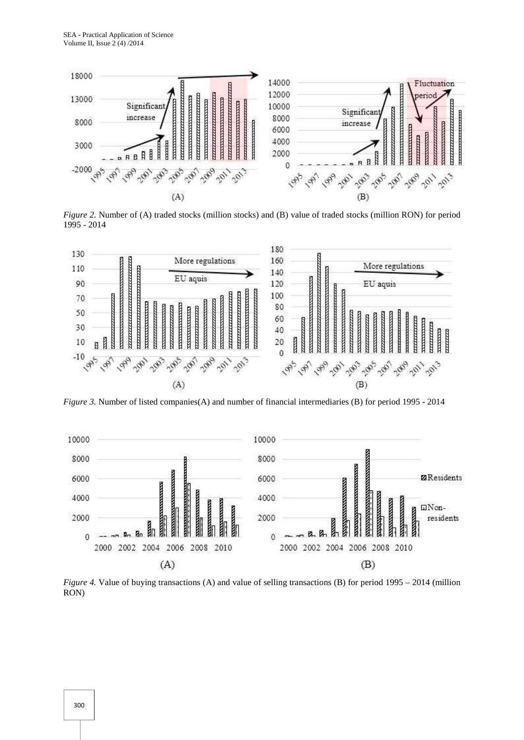*Figure 2.* Number of (A) traded stocks (million stocks) and (B) value of traded stocks (million RON) for period 1995 - 2014

*Figure 3.* Number of listed companies(A) and number of financial intermediaries (B) for period 1995 - 2014

*Figure 4.* Value of buying transactions (A) and value of selling transactions (B) for period 1995 – 2014 (million RON)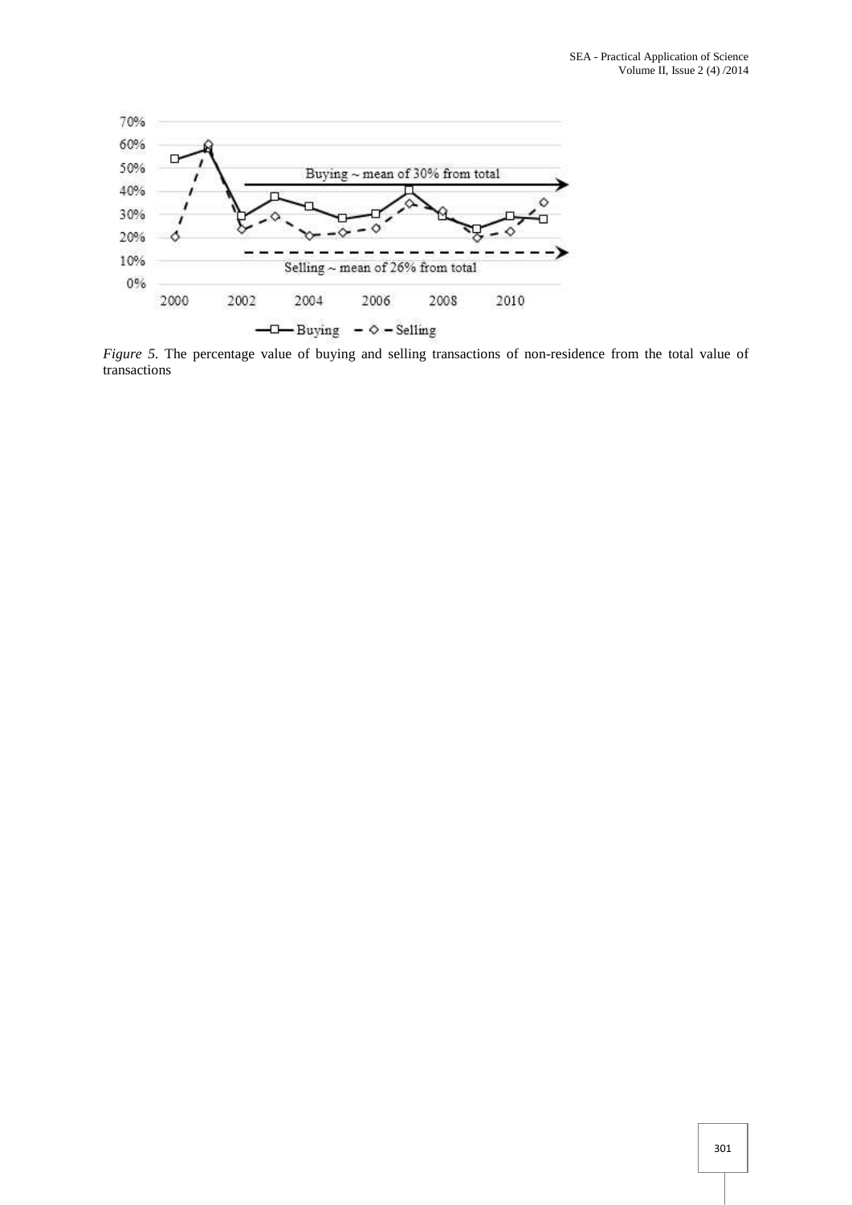*Figure 5.* The percentage value of buying and selling transactions of non-residence from the total value of transactions